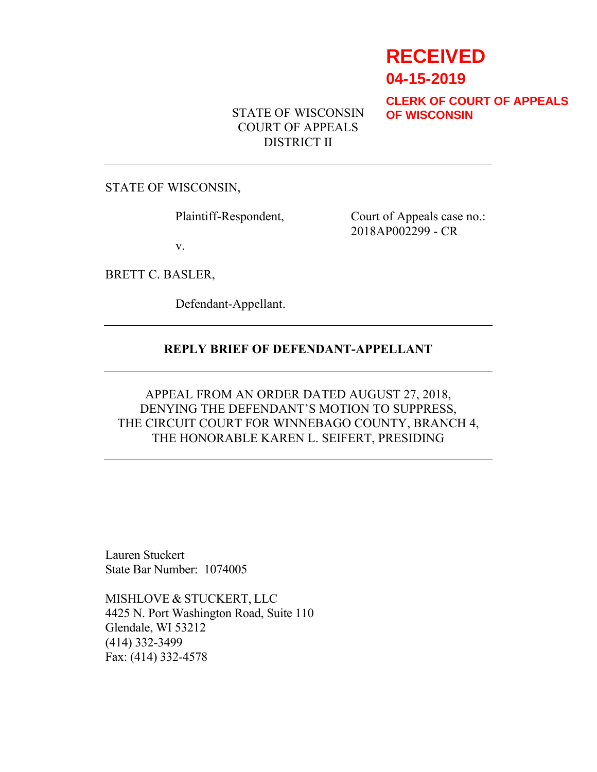**RECEIVED**
**04-15-2019**
**CLERK OF COURT OF APPEALS OF WISCONSIN**

STATE OF WISCONSIN
COURT OF APPEALS
DISTRICT II

---

STATE OF WISCONSIN,

Plaintiff-Respondent,

Court of Appeals case no.: 2018AP002299 - CR

v.

BRETT C. BASLER,

Defendant-Appellant.

---

**REPLY BRIEF OF DEFENDANT-APPELLANT**

---

APPEAL FROM AN ORDER DATED AUGUST 27, 2018,
DENYING THE DEFENDANT'S MOTION TO SUPPRESS,
THE CIRCUIT COURT FOR WINNEBAGO COUNTY, BRANCH 4,
THE HONORABLE KAREN L. SEIFERT, PRESIDING

---

Lauren Stuckert
State Bar Number: 1074005

MISHLOVE & STUCKERT, LLC
4425 N. Port Washington Road, Suite 110
Glendale, WI 53212
(414) 332-3499
Fax: (414) 332-4578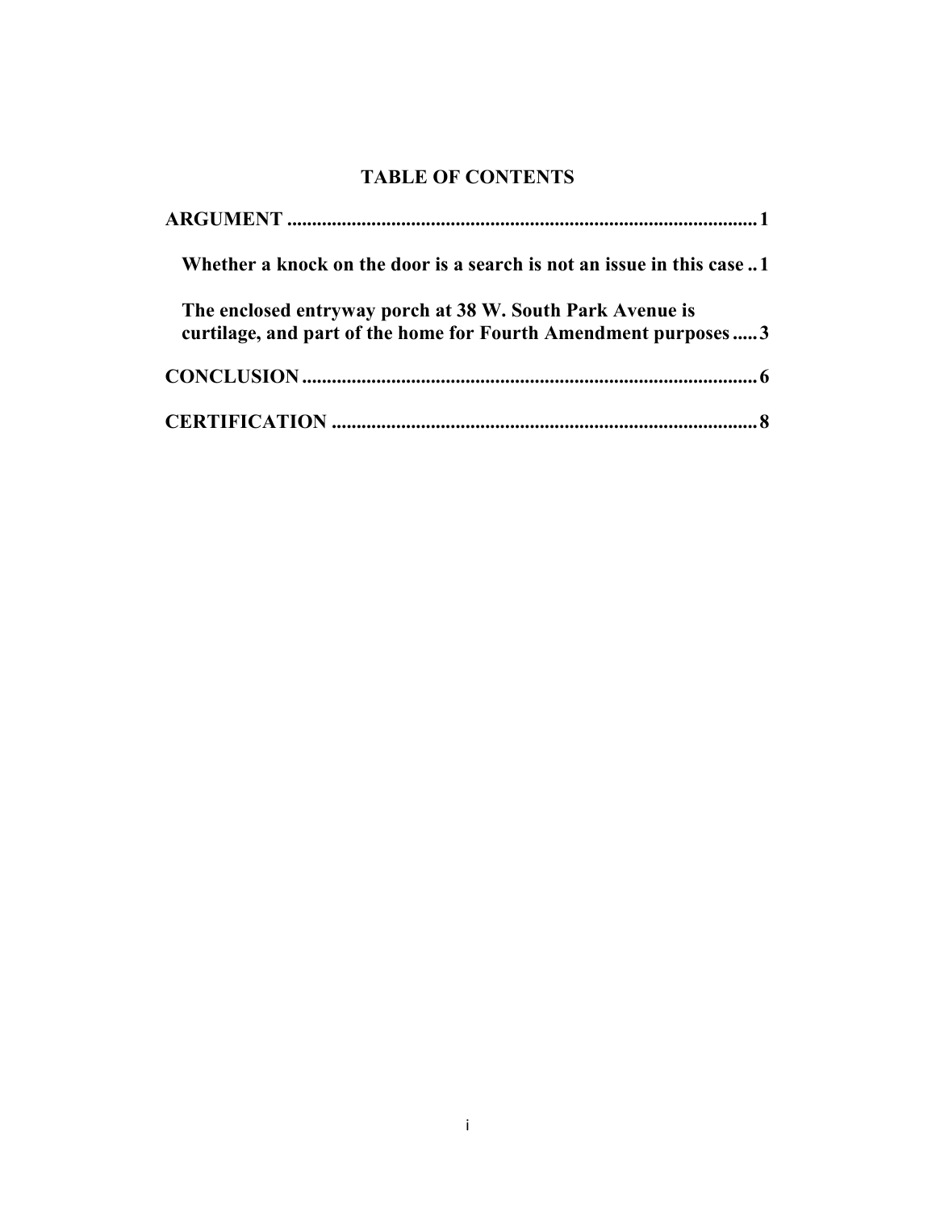## TABLE OF CONTENTS

**ARGUMENT** .......................................................................................... **1**

**Whether a knock on the door is a search is not an issue in this case** .. **1**

**The enclosed entryway porch at 38 W. South Park Avenue is curtilage, and part of the home for Fourth Amendment purposes** ..... **3**

**CONCLUSION** ...................................................................................... **6**

**CERTIFICATION** ................................................................................. **8**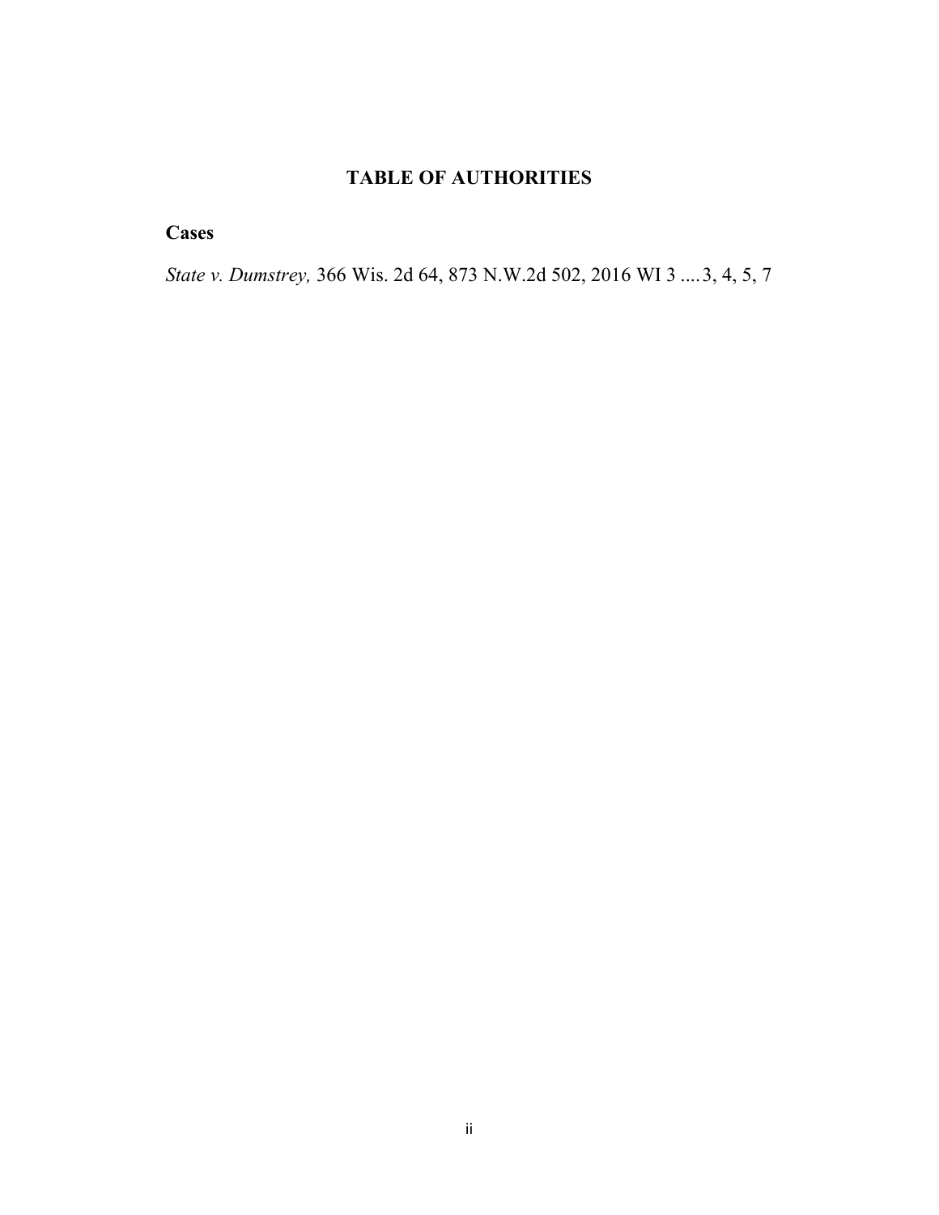# TABLE OF AUTHORITIES

## Cases

*State v. Dumstrey,* 366 Wis. 2d 64, 873 N.W.2d 502, 2016 WI 3 ....3, 4, 5, 7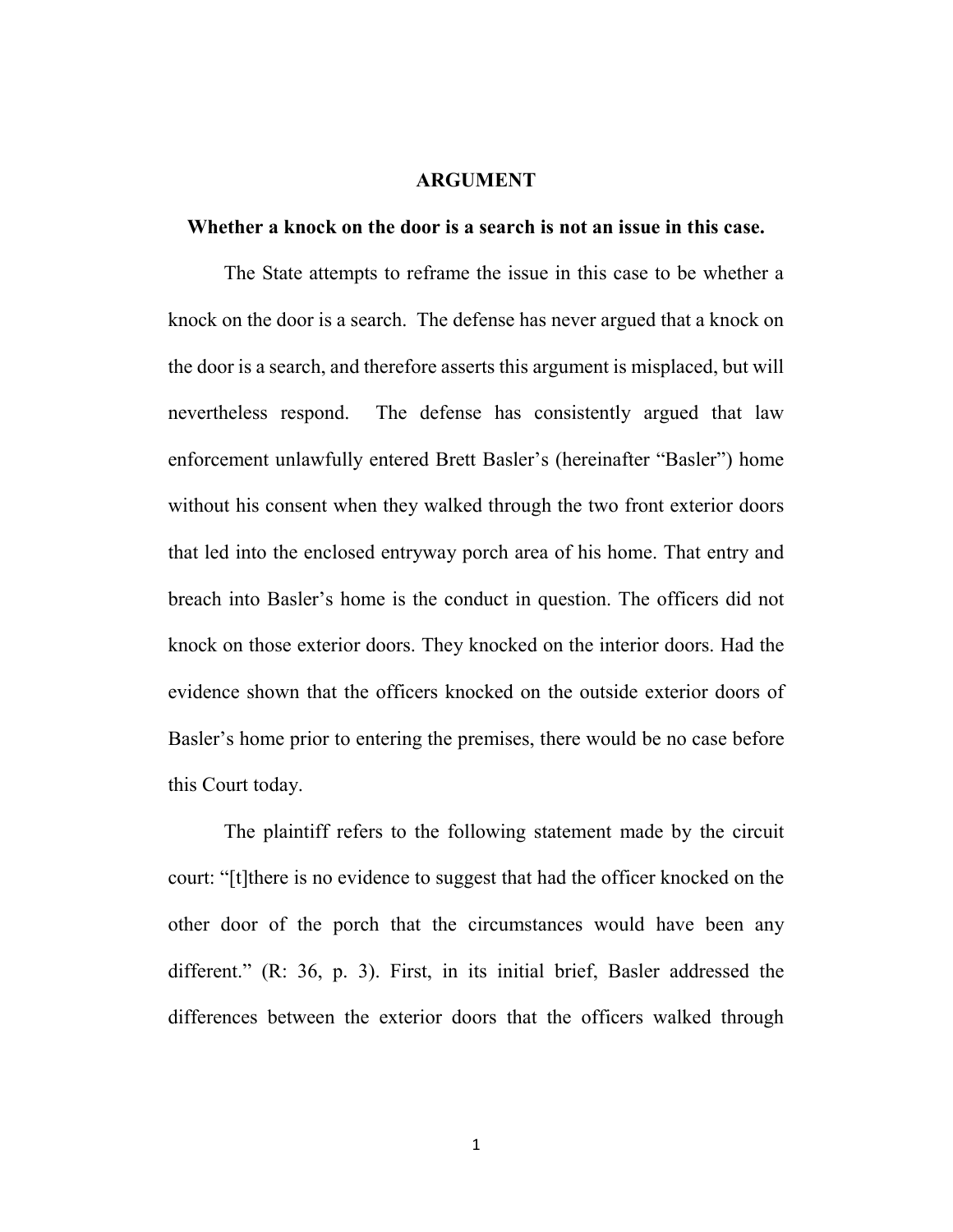## ARGUMENT

**Whether a knock on the door is a search is not an issue in this case.**

The State attempts to reframe the issue in this case to be whether a knock on the door is a search. The defense has never argued that a knock on the door is a search, and therefore asserts this argument is misplaced, but will nevertheless respond. The defense has consistently argued that law enforcement unlawfully entered Brett Basler's (hereinafter "Basler") home without his consent when they walked through the two front exterior doors that led into the enclosed entryway porch area of his home. That entry and breach into Basler's home is the conduct in question. The officers did not knock on those exterior doors. They knocked on the interior doors. Had the evidence shown that the officers knocked on the outside exterior doors of Basler's home prior to entering the premises, there would be no case before this Court today.

The plaintiff refers to the following statement made by the circuit court: "[t]there is no evidence to suggest that had the officer knocked on the other door of the porch that the circumstances would have been any different." (R: 36, p. 3). First, in its initial brief, Basler addressed the differences between the exterior doors that the officers walked through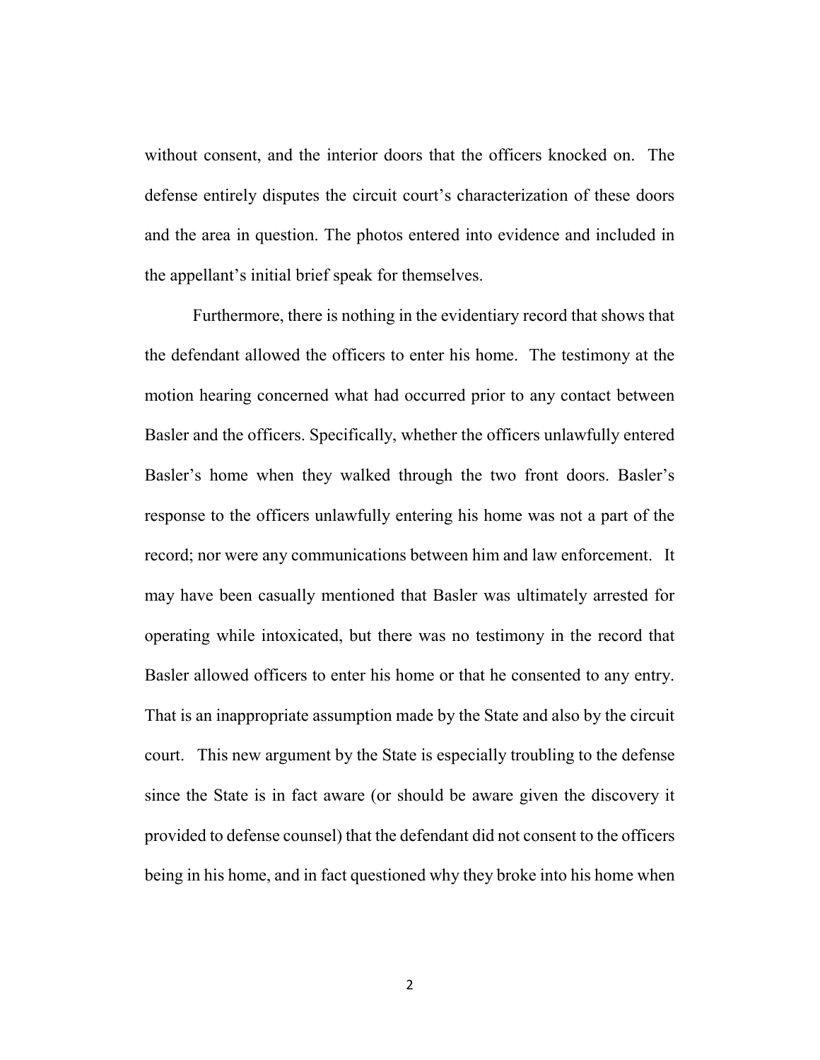without consent, and the interior doors that the officers knocked on. The defense entirely disputes the circuit court's characterization of these doors and the area in question. The photos entered into evidence and included in the appellant's initial brief speak for themselves.

Furthermore, there is nothing in the evidentiary record that shows that the defendant allowed the officers to enter his home. The testimony at the motion hearing concerned what had occurred prior to any contact between Basler and the officers. Specifically, whether the officers unlawfully entered Basler's home when they walked through the two front doors. Basler's response to the officers unlawfully entering his home was not a part of the record; nor were any communications between him and law enforcement. It may have been casually mentioned that Basler was ultimately arrested for operating while intoxicated, but there was no testimony in the record that Basler allowed officers to enter his home or that he consented to any entry. That is an inappropriate assumption made by the State and also by the circuit court. This new argument by the State is especially troubling to the defense since the State is in fact aware (or should be aware given the discovery it provided to defense counsel) that the defendant did not consent to the officers being in his home, and in fact questioned why they broke into his home when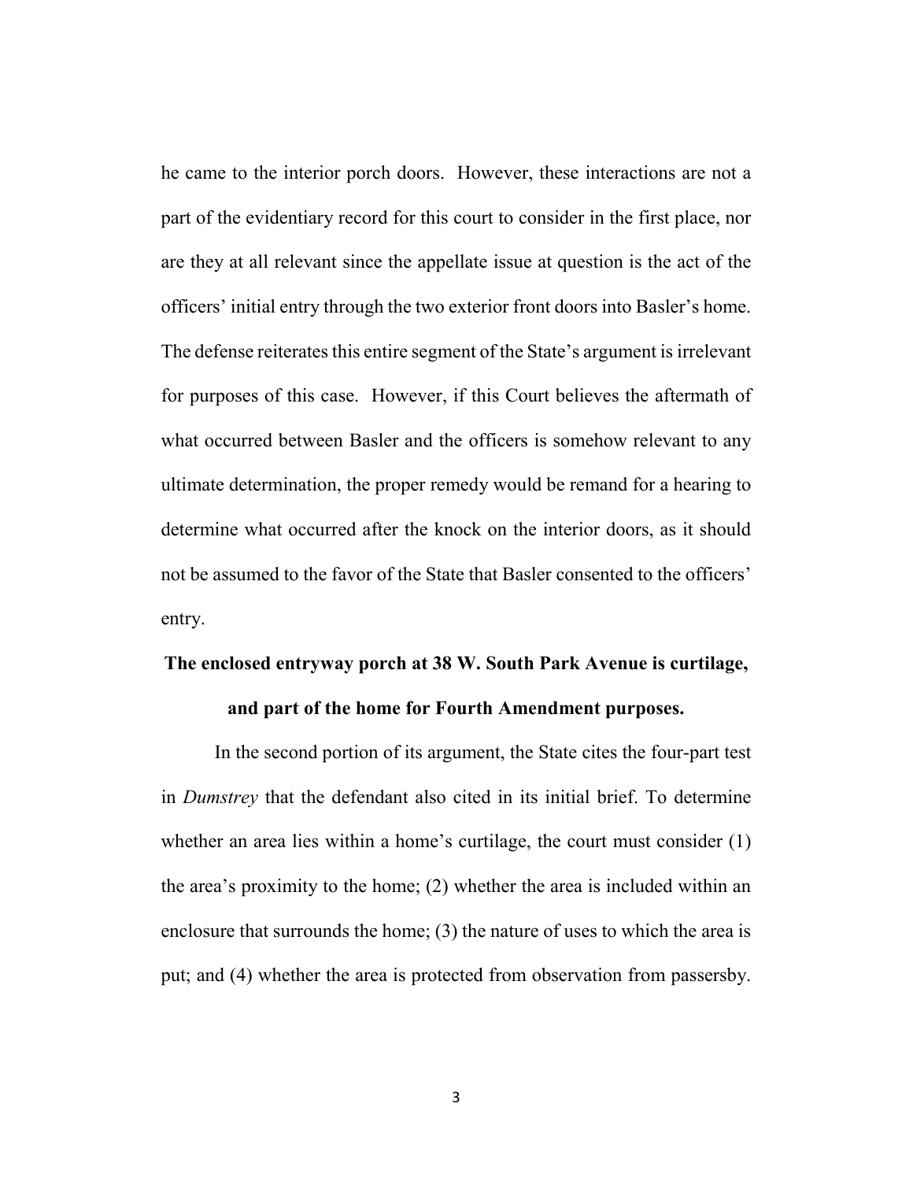he came to the interior porch doors. However, these interactions are not a part of the evidentiary record for this court to consider in the first place, nor are they at all relevant since the appellate issue at question is the act of the officers' initial entry through the two exterior front doors into Basler's home. The defense reiterates this entire segment of the State's argument is irrelevant for purposes of this case. However, if this Court believes the aftermath of what occurred between Basler and the officers is somehow relevant to any ultimate determination, the proper remedy would be remand for a hearing to determine what occurred after the knock on the interior doors, as it should not be assumed to the favor of the State that Basler consented to the officers' entry.

**The enclosed entryway porch at 38 W. South Park Avenue is curtilage, and part of the home for Fourth Amendment purposes.**

In the second portion of its argument, the State cites the four-part test in *Dumstrey* that the defendant also cited in its initial brief. To determine whether an area lies within a home's curtilage, the court must consider (1) the area's proximity to the home; (2) whether the area is included within an enclosure that surrounds the home; (3) the nature of uses to which the area is put; and (4) whether the area is protected from observation from passersby.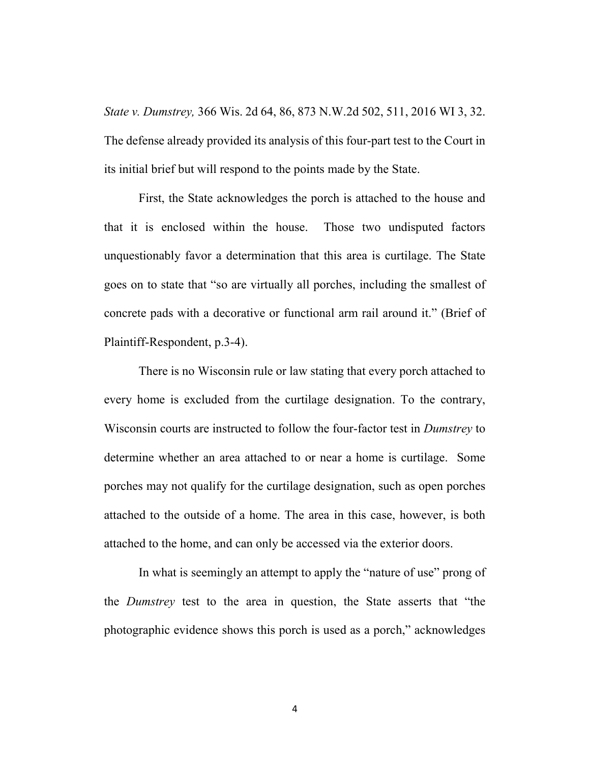*State v. Dumstrey,* 366 Wis. 2d 64, 86, 873 N.W.2d 502, 511, 2016 WI 3, 32. The defense already provided its analysis of this four-part test to the Court in its initial brief but will respond to the points made by the State.

First, the State acknowledges the porch is attached to the house and that it is enclosed within the house. Those two undisputed factors unquestionably favor a determination that this area is curtilage. The State goes on to state that "so are virtually all porches, including the smallest of concrete pads with a decorative or functional arm rail around it." (Brief of Plaintiff-Respondent, p.3-4).

There is no Wisconsin rule or law stating that every porch attached to every home is excluded from the curtilage designation. To the contrary, Wisconsin courts are instructed to follow the four-factor test in *Dumstrey* to determine whether an area attached to or near a home is curtilage. Some porches may not qualify for the curtilage designation, such as open porches attached to the outside of a home. The area in this case, however, is both attached to the home, and can only be accessed via the exterior doors.

In what is seemingly an attempt to apply the "nature of use" prong of the *Dumstrey* test to the area in question, the State asserts that "the photographic evidence shows this porch is used as a porch," acknowledges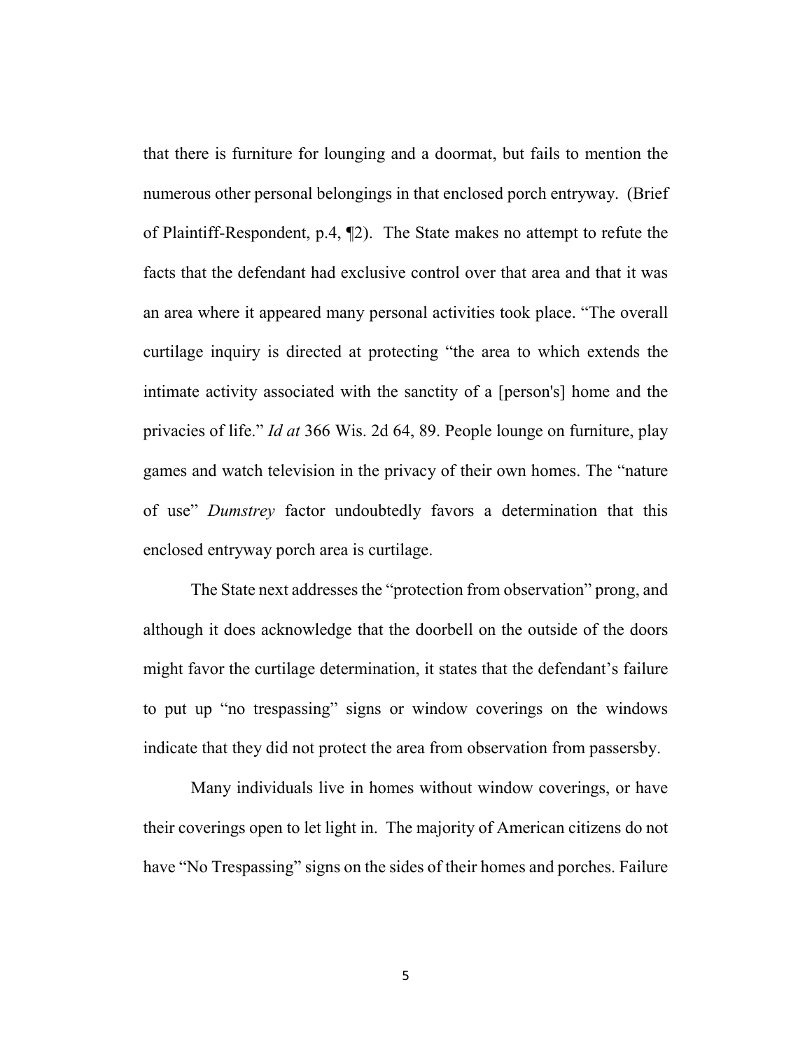that there is furniture for lounging and a doormat, but fails to mention the numerous other personal belongings in that enclosed porch entryway. (Brief of Plaintiff-Respondent, p.4, ¶2). The State makes no attempt to refute the facts that the defendant had exclusive control over that area and that it was an area where it appeared many personal activities took place. "The overall curtilage inquiry is directed at protecting "the area to which extends the intimate activity associated with the sanctity of a [person's] home and the privacies of life." *Id at* 366 Wis. 2d 64, 89. People lounge on furniture, play games and watch television in the privacy of their own homes. The "nature of use" *Dumstrey* factor undoubtedly favors a determination that this enclosed entryway porch area is curtilage.

The State next addresses the "protection from observation" prong, and although it does acknowledge that the doorbell on the outside of the doors might favor the curtilage determination, it states that the defendant's failure to put up "no trespassing" signs or window coverings on the windows indicate that they did not protect the area from observation from passersby.

Many individuals live in homes without window coverings, or have their coverings open to let light in. The majority of American citizens do not have "No Trespassing" signs on the sides of their homes and porches. Failure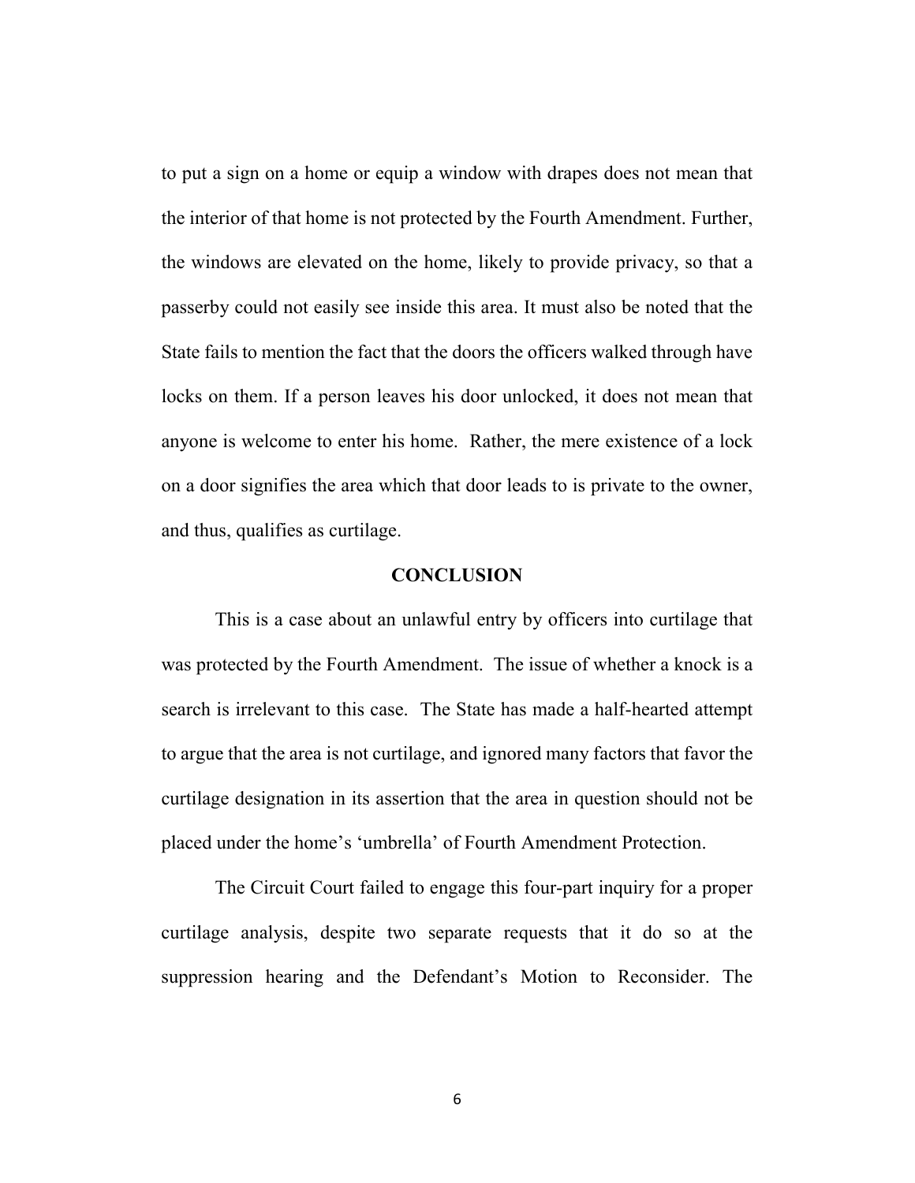to put a sign on a home or equip a window with drapes does not mean that the interior of that home is not protected by the Fourth Amendment. Further, the windows are elevated on the home, likely to provide privacy, so that a passerby could not easily see inside this area. It must also be noted that the State fails to mention the fact that the doors the officers walked through have locks on them. If a person leaves his door unlocked, it does not mean that anyone is welcome to enter his home. Rather, the mere existence of a lock on a door signifies the area which that door leads to is private to the owner, and thus, qualifies as curtilage.

## CONCLUSION

This is a case about an unlawful entry by officers into curtilage that was protected by the Fourth Amendment. The issue of whether a knock is a search is irrelevant to this case. The State has made a half-hearted attempt to argue that the area is not curtilage, and ignored many factors that favor the curtilage designation in its assertion that the area in question should not be placed under the home's 'umbrella' of Fourth Amendment Protection.

The Circuit Court failed to engage this four-part inquiry for a proper curtilage analysis, despite two separate requests that it do so at the suppression hearing and the Defendant's Motion to Reconsider. The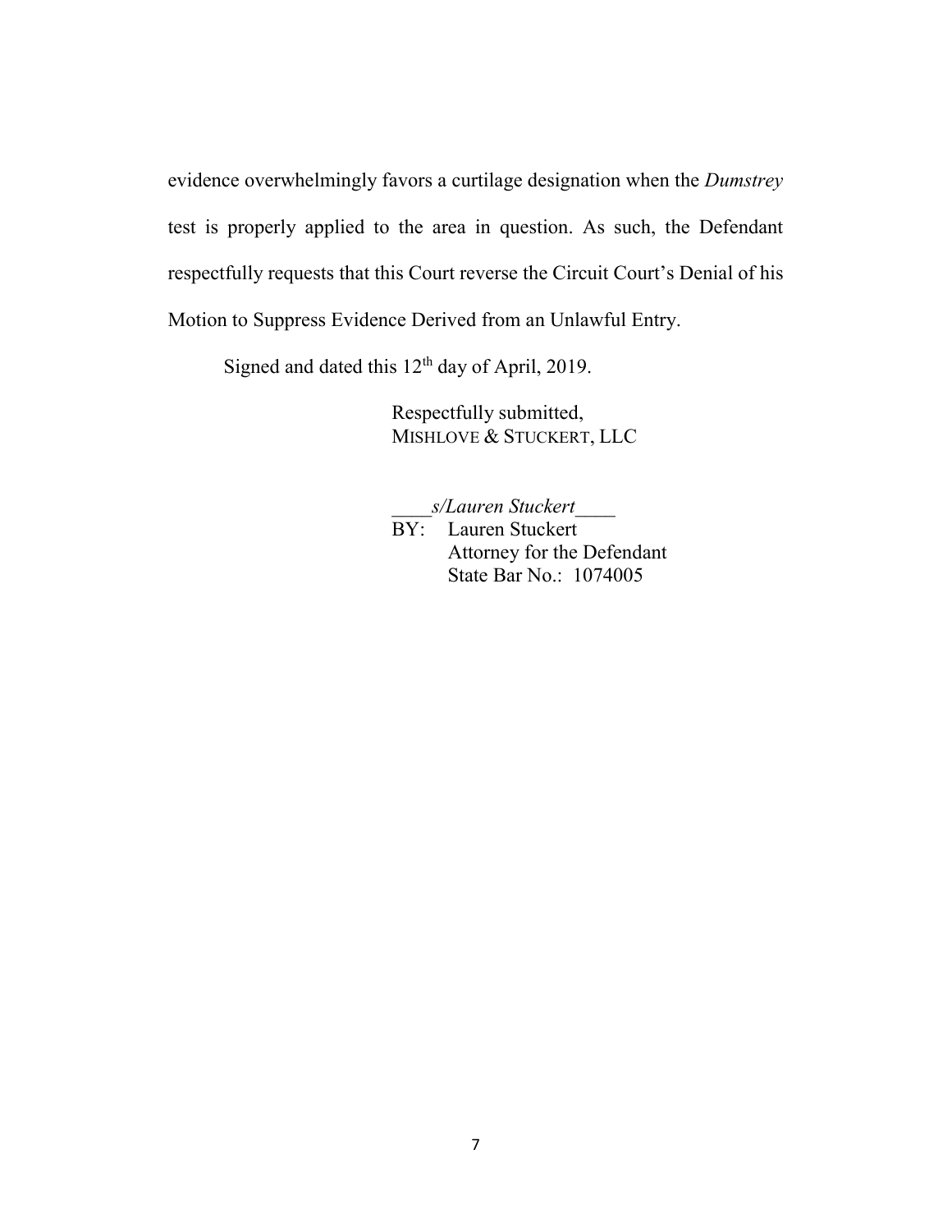evidence overwhelmingly favors a curtilage designation when the *Dumstrey* test is properly applied to the area in question. As such, the Defendant respectfully requests that this Court reverse the Circuit Court's Denial of his Motion to Suppress Evidence Derived from an Unlawful Entry.

Signed and dated this 12th day of April, 2019.

Respectfully submitted,
MISHLOVE & STUCKERT, LLC

____*s/Lauren Stuckert*____
BY: Lauren Stuckert
Attorney for the Defendant
State Bar No.: 1074005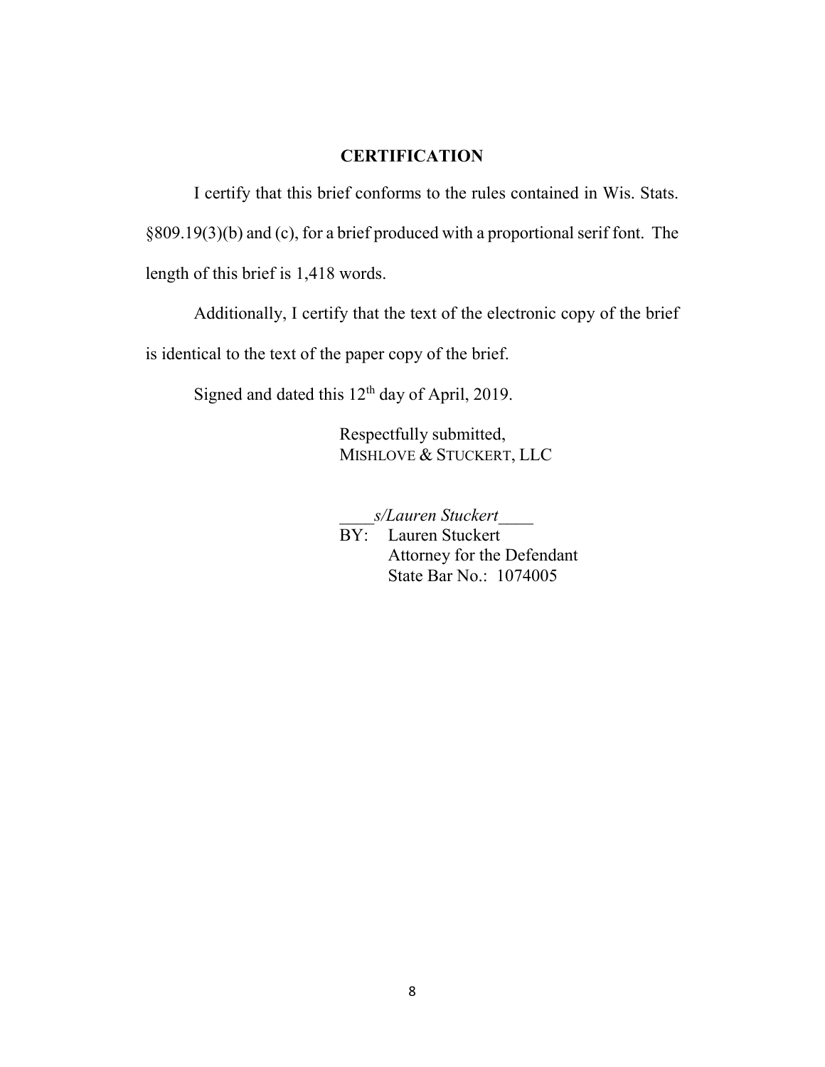**CERTIFICATION**

I certify that this brief conforms to the rules contained in Wis. Stats. §809.19(3)(b) and (c), for a brief produced with a proportional serif font. The length of this brief is 1,418 words.

Additionally, I certify that the text of the electronic copy of the brief is identical to the text of the paper copy of the brief.

Signed and dated this 12th day of April, 2019.

Respectfully submitted,
MISHLOVE & STUCKERT, LLC

____*s/Lauren Stuckert*____
BY: Lauren Stuckert
Attorney for the Defendant
State Bar No.: 1074005